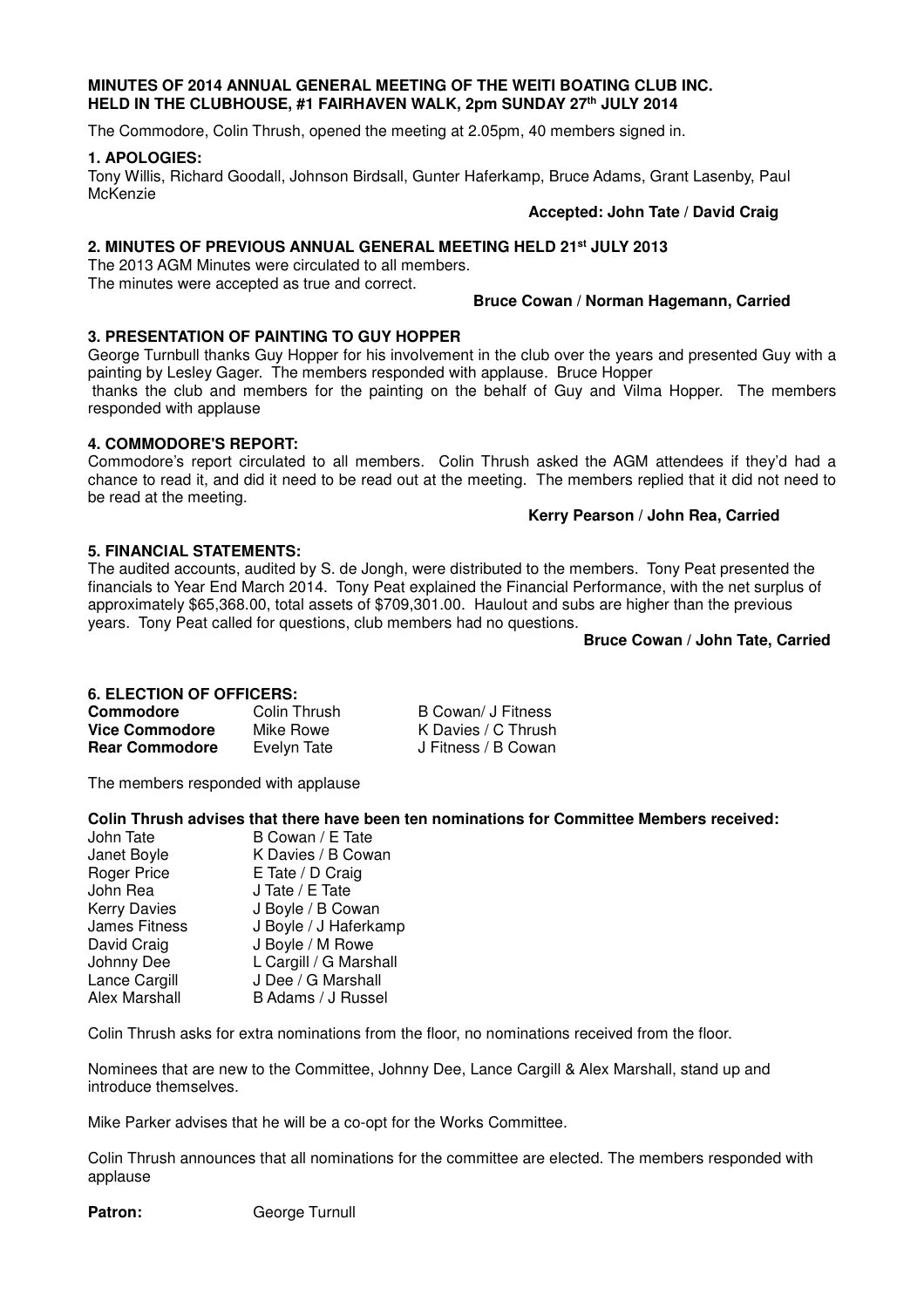**MINUTES OF 2014 ANNUAL GENERAL MEETING OF THE WEITI BOATING CLUB INC. HELD IN THE CLUBHOUSE, #1 FAIRHAVEN WALK, 2pm SUNDAY 27th JULY 2014**

The Commodore, Colin Thrush, opened the meeting at 2.05pm, 40 members signed in.

**1. APOLOGIES:**

Tony Willis, Richard Goodall, Johnson Birdsall, Gunter Haferkamp, Bruce Adams, Grant Lasenby, Paul McKenzie

**Accepted: John Tate / David Craig**

**2. MINUTES OF PREVIOUS ANNUAL GENERAL MEETING HELD 21st JULY 2013**

The 2013 AGM Minutes were circulated to all members.
The minutes were accepted as true and correct.

**Bruce Cowan / Norman Hagemann, Carried**

**3. PRESENTATION OF PAINTING TO GUY HOPPER**

George Turnbull thanks Guy Hopper for his involvement in the club over the years and presented Guy with a painting by Lesley Gager. The members responded with applause. Bruce Hopper thanks the club and members for the painting on the behalf of Guy and Vilma Hopper. The members responded with applause

**4. COMMODORE'S REPORT:**

Commodore's report circulated to all members. Colin Thrush asked the AGM attendees if they'd had a chance to read it, and did it need to be read out at the meeting. The members replied that it did not need to be read at the meeting.

**Kerry Pearson / John Rea, Carried**

**5. FINANCIAL STATEMENTS:**

The audited accounts, audited by S. de Jongh, were distributed to the members. Tony Peat presented the financials to Year End March 2014. Tony Peat explained the Financial Performance, with the net surplus of approximately $65,368.00, total assets of $709,301.00. Haulout and subs are higher than the previous years. Tony Peat called for questions, club members had no questions.

**Bruce Cowan / John Tate, Carried**

**6. ELECTION OF OFFICERS:**

| | | |
|---|---|---|
| **Commodore** | Colin Thrush | B Cowan/ J Fitness |
| **Vice Commodore** | Mike Rowe | K Davies / C Thrush |
| **Rear Commodore** | Evelyn Tate | J Fitness / B Cowan |

The members responded with applause

**Colin Thrush advises that there have been ten nominations for Committee Members received:**

| | |
|---|---|
| John Tate | B Cowan / E Tate |
| Janet Boyle | K Davies / B Cowan |
| Roger Price | E Tate / D Craig |
| John Rea | J Tate / E Tate |
| Kerry Davies | J Boyle / B Cowan |
| James Fitness | J Boyle / J Haferkamp |
| David Craig | J Boyle / M Rowe |
| Johnny Dee | L Cargill / G Marshall |
| Lance Cargill | J Dee / G Marshall |
| Alex Marshall | B Adams / J Russel |

Colin Thrush asks for extra nominations from the floor, no nominations received from the floor.

Nominees that are new to the Committee, Johnny Dee, Lance Cargill & Alex Marshall, stand up and introduce themselves.

Mike Parker advises that he will be a co-opt for the Works Committee.

Colin Thrush announces that all nominations for the committee are elected. The members responded with applause

**Patron:** George Turnull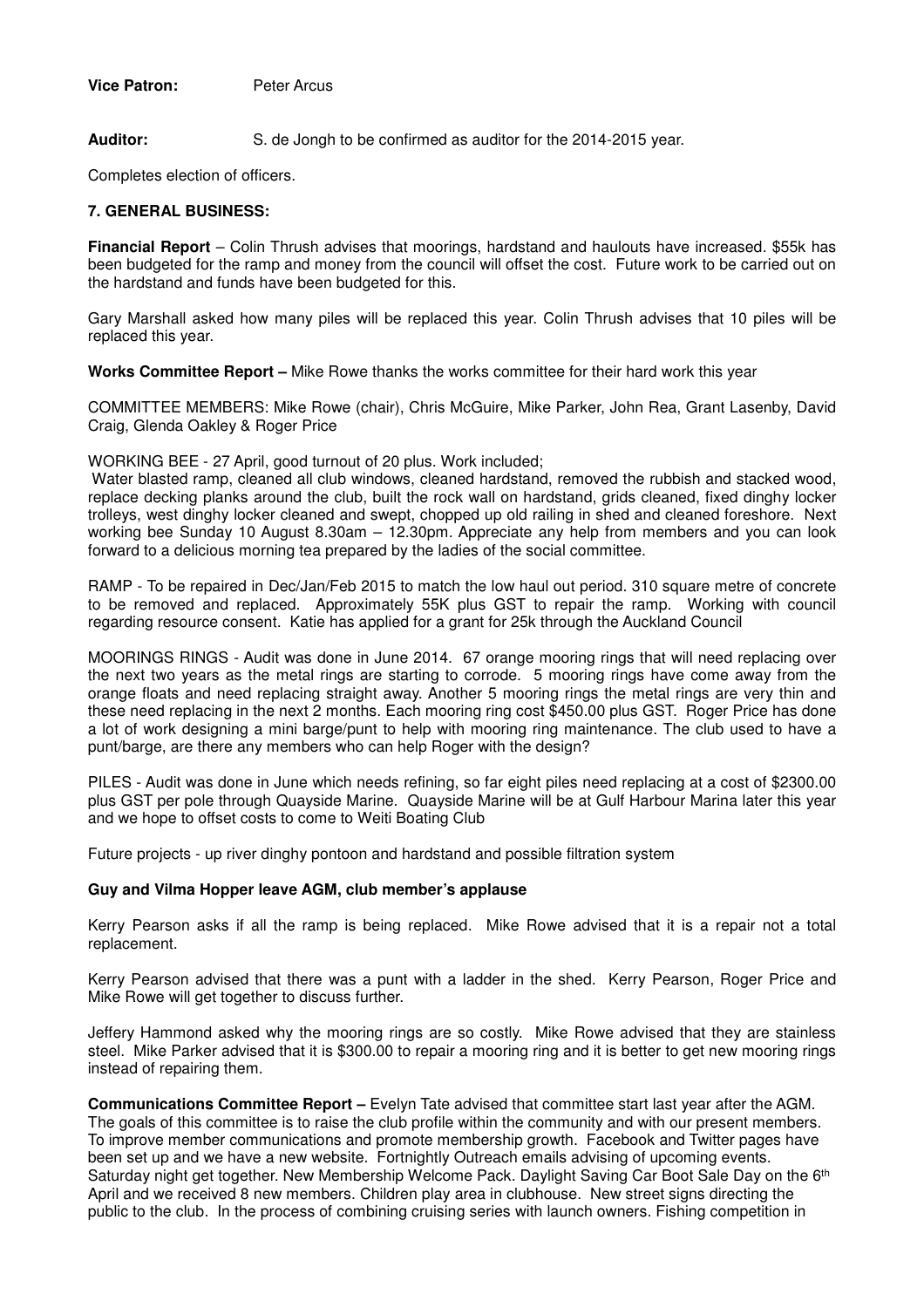**Vice Patron:** Peter Arcus

**Auditor:** S. de Jongh to be confirmed as auditor for the 2014-2015 year.

Completes election of officers.

**7. GENERAL BUSINESS:**

**Financial Report** – Colin Thrush advises that moorings, hardstand and haulouts have increased. $55k has been budgeted for the ramp and money from the council will offset the cost. Future work to be carried out on the hardstand and funds have been budgeted for this.

Gary Marshall asked how many piles will be replaced this year. Colin Thrush advises that 10 piles will be replaced this year.

**Works Committee Report –** Mike Rowe thanks the works committee for their hard work this year

COMMITTEE MEMBERS: Mike Rowe (chair), Chris McGuire, Mike Parker, John Rea, Grant Lasenby, David Craig, Glenda Oakley & Roger Price

WORKING BEE - 27 April, good turnout of 20 plus. Work included;

Water blasted ramp, cleaned all club windows, cleaned hardstand, removed the rubbish and stacked wood, replace decking planks around the club, built the rock wall on hardstand, grids cleaned, fixed dinghy locker trolleys, west dinghy locker cleaned and swept, chopped up old railing in shed and cleaned foreshore. Next working bee Sunday 10 August 8.30am – 12.30pm. Appreciate any help from members and you can look forward to a delicious morning tea prepared by the ladies of the social committee.

RAMP - To be repaired in Dec/Jan/Feb 2015 to match the low haul out period. 310 square metre of concrete to be removed and replaced. Approximately 55K plus GST to repair the ramp. Working with council regarding resource consent. Katie has applied for a grant for 25k through the Auckland Council

MOORINGS RINGS - Audit was done in June 2014. 67 orange mooring rings that will need replacing over the next two years as the metal rings are starting to corrode. 5 mooring rings have come away from the orange floats and need replacing straight away. Another 5 mooring rings the metal rings are very thin and these need replacing in the next 2 months. Each mooring ring cost $450.00 plus GST. Roger Price has done a lot of work designing a mini barge/punt to help with mooring ring maintenance. The club used to have a punt/barge, are there any members who can help Roger with the design?

PILES - Audit was done in June which needs refining, so far eight piles need replacing at a cost of $2300.00 plus GST per pole through Quayside Marine. Quayside Marine will be at Gulf Harbour Marina later this year and we hope to offset costs to come to Weiti Boating Club

Future projects - up river dinghy pontoon and hardstand and possible filtration system

**Guy and Vilma Hopper leave AGM, club member's applause**

Kerry Pearson asks if all the ramp is being replaced. Mike Rowe advised that it is a repair not a total replacement.

Kerry Pearson advised that there was a punt with a ladder in the shed. Kerry Pearson, Roger Price and Mike Rowe will get together to discuss further.

Jeffery Hammond asked why the mooring rings are so costly. Mike Rowe advised that they are stainless steel. Mike Parker advised that it is $300.00 to repair a mooring ring and it is better to get new mooring rings instead of repairing them.

**Communications Committee Report –** Evelyn Tate advised that committee start last year after the AGM. The goals of this committee is to raise the club profile within the community and with our present members. To improve member communications and promote membership growth. Facebook and Twitter pages have been set up and we have a new website. Fortnightly Outreach emails advising of upcoming events. Saturday night get together. New Membership Welcome Pack. Daylight Saving Car Boot Sale Day on the 6th April and we received 8 new members. Children play area in clubhouse. New street signs directing the public to the club. In the process of combining cruising series with launch owners. Fishing competition in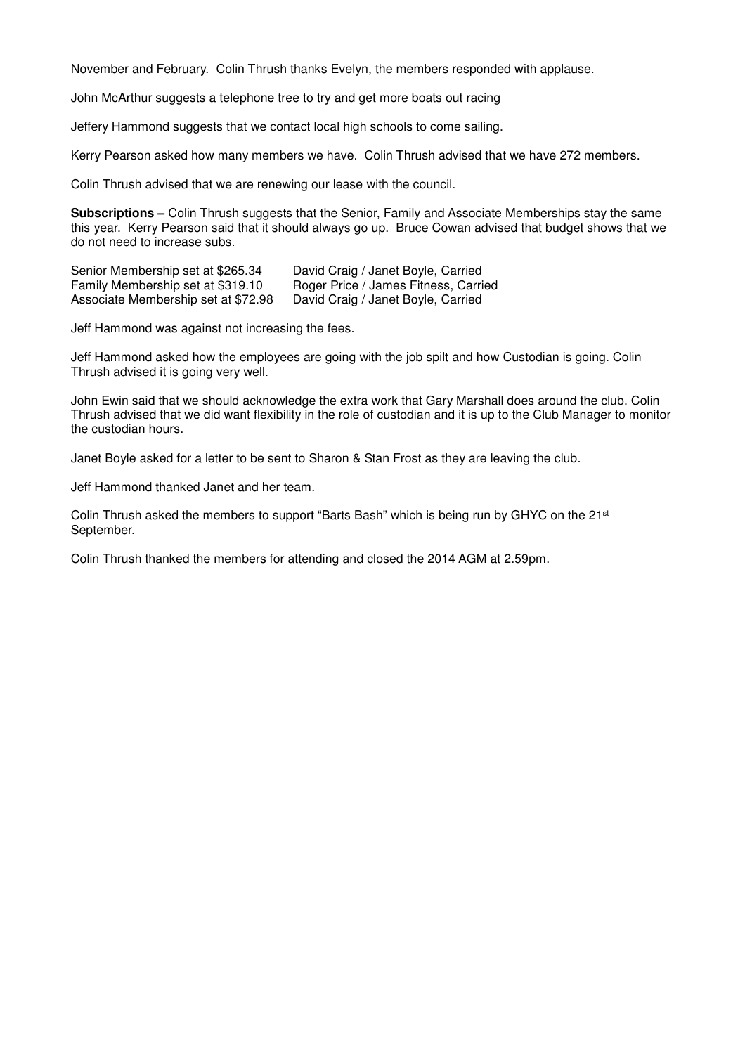November and February. Colin Thrush thanks Evelyn, the members responded with applause.

John McArthur suggests a telephone tree to try and get more boats out racing

Jeffery Hammond suggests that we contact local high schools to come sailing.

Kerry Pearson asked how many members we have. Colin Thrush advised that we have 272 members.

Colin Thrush advised that we are renewing our lease with the council.

**Subscriptions –** Colin Thrush suggests that the Senior, Family and Associate Memberships stay the same this year. Kerry Pearson said that it should always go up. Bruce Cowan advised that budget shows that we do not need to increase subs.

| | |
|---|---|
| Senior Membership set at $265.34 | David Craig / Janet Boyle, Carried |
| Family Membership set at $319.10 | Roger Price / James Fitness, Carried |
| Associate Membership set at $72.98 | David Craig / Janet Boyle, Carried |

Jeff Hammond was against not increasing the fees.

Jeff Hammond asked how the employees are going with the job spilt and how Custodian is going. Colin Thrush advised it is going very well.

John Ewin said that we should acknowledge the extra work that Gary Marshall does around the club. Colin Thrush advised that we did want flexibility in the role of custodian and it is up to the Club Manager to monitor the custodian hours.

Janet Boyle asked for a letter to be sent to Sharon & Stan Frost as they are leaving the club.

Jeff Hammond thanked Janet and her team.

Colin Thrush asked the members to support "Barts Bash" which is being run by GHYC on the 21st September.

Colin Thrush thanked the members for attending and closed the 2014 AGM at 2.59pm.